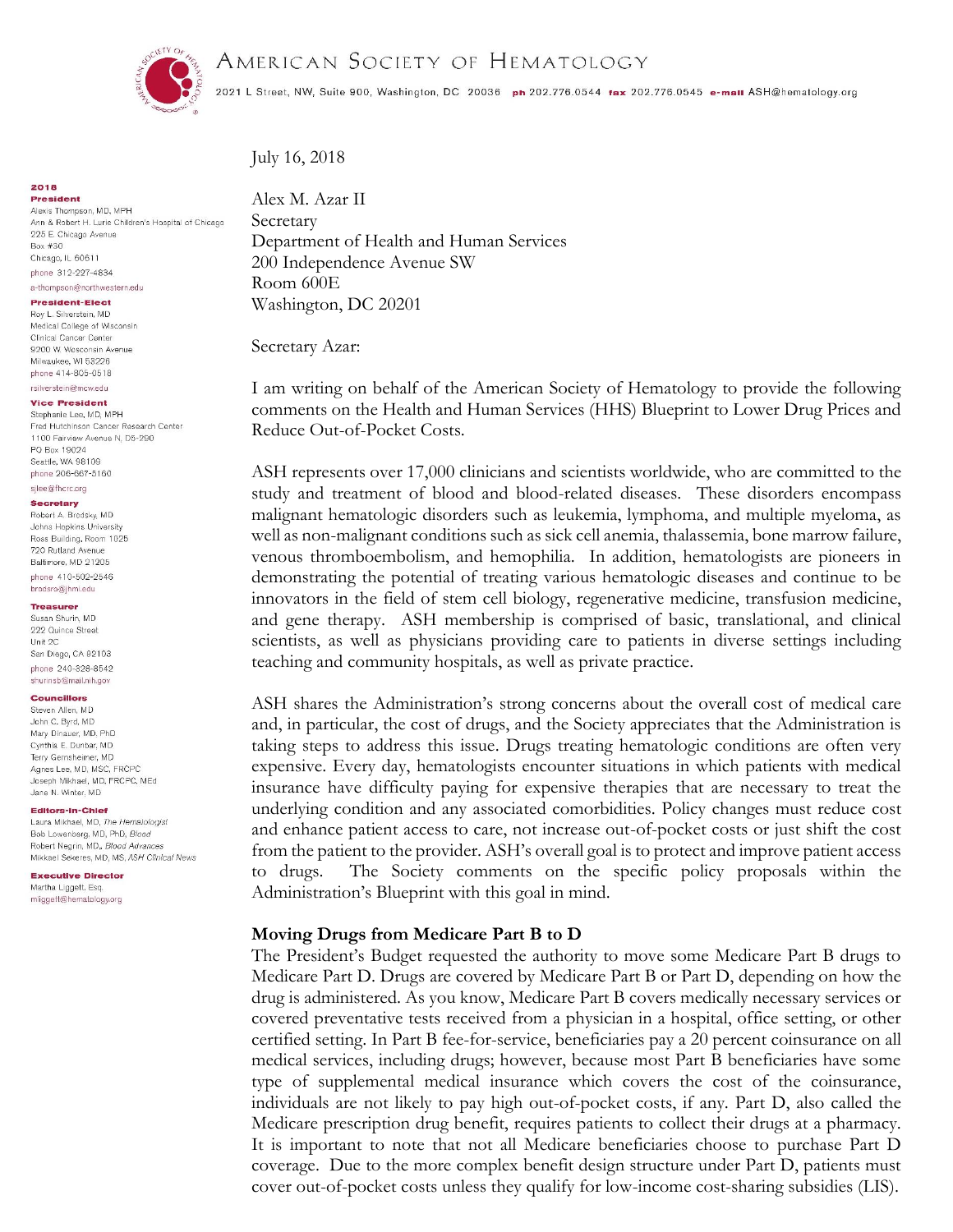# American Society of Hematology

2021 L Street, NW, Suite 900, Washington, DC 20036 **ph** 202.776.0544 **fax** 202.776.0545 **e-mail** ASH@hematology.org

**2018**

**President**
Alexis Thompson, MD, MPH
Ann & Robert H. Lurie Children's Hospital of Chicago
225 E. Chicago Avenue
Box #30
Chicago, IL 60611
phone 312-227-4834
a-thompson@northwestern.edu

**President-Elect**
Roy L. Silverstein, MD
Medical College of Wisconsin
Clinical Cancer Center
9200 W. Wisconsin Avenue
Milwaukee, WI 53226
phone 414-805-0518
rsilverstein@mcw.edu

**Vice President**
Stephanie Lee, MD, MPH
Fred Hutchinson Cancer Research Center
1100 Fairview Avenue N, D5-290
PO Box 19024
Seattle, WA 98109
phone 206-667-5160
sjlee@fhcrc.org

**Secretary**
Robert A. Brodsky, MD
Johns Hopkins University
Ross Building, Room 1025
720 Rutland Avenue
Baltimore, MD 21205
phone 410-502-2546
brodsro@jhmi.edu

**Treasurer**
Susan Shurin, MD
222 Quince Street
Unit 2C
San Diego, CA 92103
phone 240-328-8542
shurinsb@mail.nih.gov

**Councillors**
Steven Allen, MD
John C. Byrd, MD
Mary Dinauer, MD, PhD
Cynthia E. Dunbar, MD
Terry Gernsheimer, MD
Agnes Lee, MD, MSC, FRCPC
Joseph Mikhael, MD, FRCPC, MEd
Jane N. Winter, MD

**Editors-in-Chief**
Laura Mikhael, MD, *The Hematologist*
Bob Lowenberg, MD, PhD, *Blood*
Robert Negrin, MD, *Blood Advances*
Mikkael Sekeres, MD, MS, *ASH Clinical News*

**Executive Director**
Martha Liggett, Esq.
mliggett@hematology.org

July 16, 2018

Alex M. Azar II
Secretary
Department of Health and Human Services
200 Independence Avenue SW
Room 600E
Washington, DC 20201

Secretary Azar:

I am writing on behalf of the American Society of Hematology to provide the following comments on the Health and Human Services (HHS) Blueprint to Lower Drug Prices and Reduce Out-of-Pocket Costs.

ASH represents over 17,000 clinicians and scientists worldwide, who are committed to the study and treatment of blood and blood-related diseases. These disorders encompass malignant hematologic disorders such as leukemia, lymphoma, and multiple myeloma, as well as non-malignant conditions such as sick cell anemia, thalassemia, bone marrow failure, venous thromboembolism, and hemophilia. In addition, hematologists are pioneers in demonstrating the potential of treating various hematologic diseases and continue to be innovators in the field of stem cell biology, regenerative medicine, transfusion medicine, and gene therapy. ASH membership is comprised of basic, translational, and clinical scientists, as well as physicians providing care to patients in diverse settings including teaching and community hospitals, as well as private practice.

ASH shares the Administration's strong concerns about the overall cost of medical care and, in particular, the cost of drugs, and the Society appreciates that the Administration is taking steps to address this issue. Drugs treating hematologic conditions are often very expensive. Every day, hematologists encounter situations in which patients with medical insurance have difficulty paying for expensive therapies that are necessary to treat the underlying condition and any associated comorbidities. Policy changes must reduce cost and enhance patient access to care, not increase out-of-pocket costs or just shift the cost from the patient to the provider. ASH's overall goal is to protect and improve patient access to drugs. The Society comments on the specific policy proposals within the Administration's Blueprint with this goal in mind.

**Moving Drugs from Medicare Part B to D**

The President's Budget requested the authority to move some Medicare Part B drugs to Medicare Part D. Drugs are covered by Medicare Part B or Part D, depending on how the drug is administered. As you know, Medicare Part B covers medically necessary services or covered preventative tests received from a physician in a hospital, office setting, or other certified setting. In Part B fee-for-service, beneficiaries pay a 20 percent coinsurance on all medical services, including drugs; however, because most Part B beneficiaries have some type of supplemental medical insurance which covers the cost of the coinsurance, individuals are not likely to pay high out-of-pocket costs, if any. Part D, also called the Medicare prescription drug benefit, requires patients to collect their drugs at a pharmacy. It is important to note that not all Medicare beneficiaries choose to purchase Part D coverage. Due to the more complex benefit design structure under Part D, patients must cover out-of-pocket costs unless they qualify for low-income cost-sharing subsidies (LIS).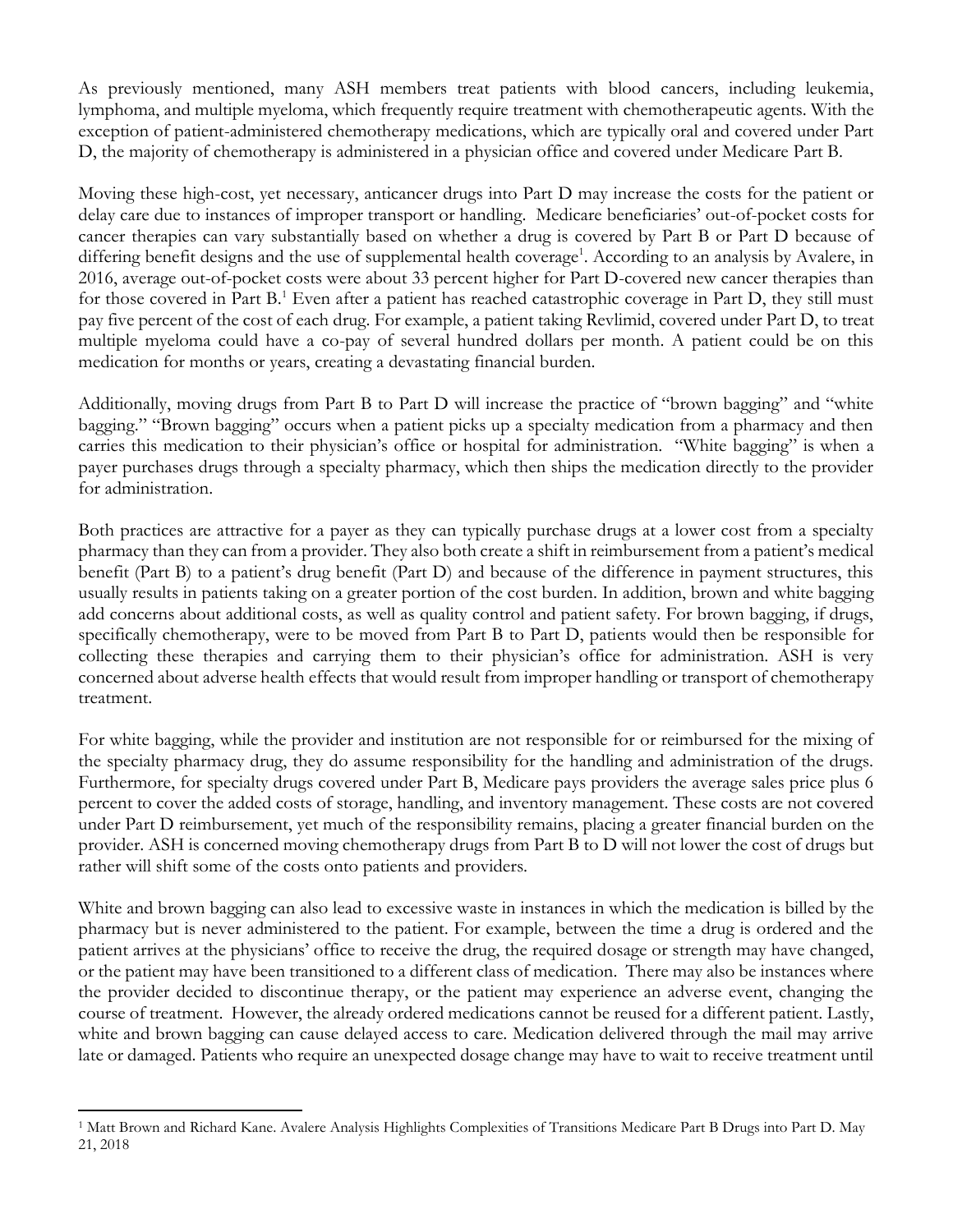As previously mentioned, many ASH members treat patients with blood cancers, including leukemia, lymphoma, and multiple myeloma, which frequently require treatment with chemotherapeutic agents. With the exception of patient-administered chemotherapy medications, which are typically oral and covered under Part D, the majority of chemotherapy is administered in a physician office and covered under Medicare Part B.

Moving these high-cost, yet necessary, anticancer drugs into Part D may increase the costs for the patient or delay care due to instances of improper transport or handling. Medicare beneficiaries' out-of-pocket costs for cancer therapies can vary substantially based on whether a drug is covered by Part B or Part D because of differing benefit designs and the use of supplemental health coverage[1]. According to an analysis by Avalere, in 2016, average out-of-pocket costs were about 33 percent higher for Part D-covered new cancer therapies than for those covered in Part B.[1] Even after a patient has reached catastrophic coverage in Part D, they still must pay five percent of the cost of each drug. For example, a patient taking Revlimid, covered under Part D, to treat multiple myeloma could have a co-pay of several hundred dollars per month. A patient could be on this medication for months or years, creating a devastating financial burden.

Additionally, moving drugs from Part B to Part D will increase the practice of "brown bagging" and "white bagging." "Brown bagging" occurs when a patient picks up a specialty medication from a pharmacy and then carries this medication to their physician's office or hospital for administration. "White bagging" is when a payer purchases drugs through a specialty pharmacy, which then ships the medication directly to the provider for administration.

Both practices are attractive for a payer as they can typically purchase drugs at a lower cost from a specialty pharmacy than they can from a provider. They also both create a shift in reimbursement from a patient's medical benefit (Part B) to a patient's drug benefit (Part D) and because of the difference in payment structures, this usually results in patients taking on a greater portion of the cost burden. In addition, brown and white bagging add concerns about additional costs, as well as quality control and patient safety. For brown bagging, if drugs, specifically chemotherapy, were to be moved from Part B to Part D, patients would then be responsible for collecting these therapies and carrying them to their physician's office for administration. ASH is very concerned about adverse health effects that would result from improper handling or transport of chemotherapy treatment.

For white bagging, while the provider and institution are not responsible for or reimbursed for the mixing of the specialty pharmacy drug, they do assume responsibility for the handling and administration of the drugs. Furthermore, for specialty drugs covered under Part B, Medicare pays providers the average sales price plus 6 percent to cover the added costs of storage, handling, and inventory management. These costs are not covered under Part D reimbursement, yet much of the responsibility remains, placing a greater financial burden on the provider. ASH is concerned moving chemotherapy drugs from Part B to D will not lower the cost of drugs but rather will shift some of the costs onto patients and providers.

White and brown bagging can also lead to excessive waste in instances in which the medication is billed by the pharmacy but is never administered to the patient. For example, between the time a drug is ordered and the patient arrives at the physicians' office to receive the drug, the required dosage or strength may have changed, or the patient may have been transitioned to a different class of medication. There may also be instances where the provider decided to discontinue therapy, or the patient may experience an adverse event, changing the course of treatment. However, the already ordered medications cannot be reused for a different patient. Lastly, white and brown bagging can cause delayed access to care. Medication delivered through the mail may arrive late or damaged. Patients who require an unexpected dosage change may have to wait to receive treatment until

[1] Matt Brown and Richard Kane. Avalere Analysis Highlights Complexities of Transitions Medicare Part B Drugs into Part D. May 21, 2018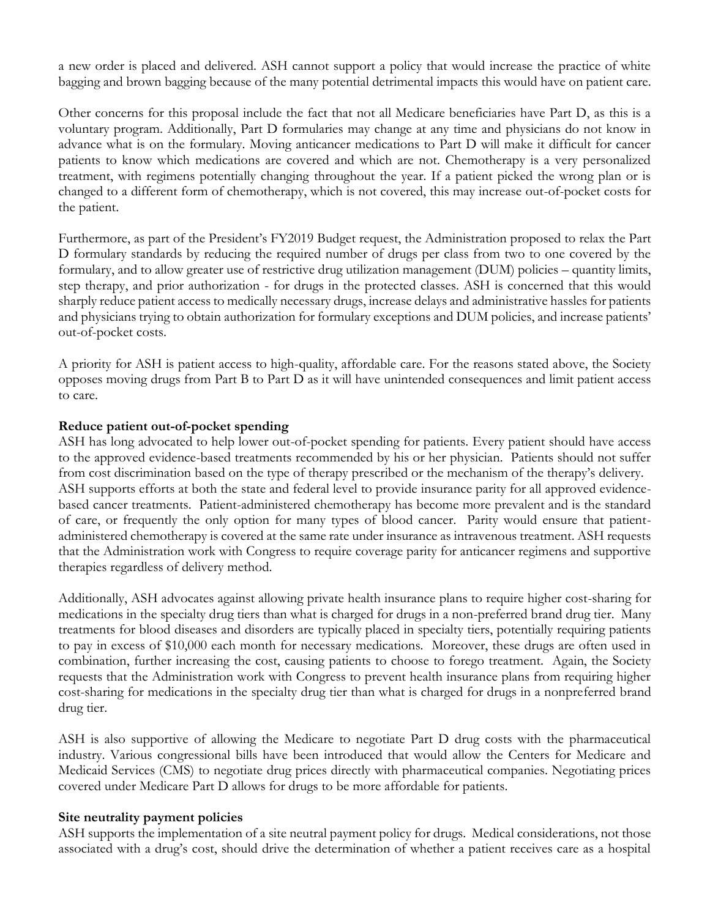a new order is placed and delivered. ASH cannot support a policy that would increase the practice of white bagging and brown bagging because of the many potential detrimental impacts this would have on patient care.

Other concerns for this proposal include the fact that not all Medicare beneficiaries have Part D, as this is a voluntary program. Additionally, Part D formularies may change at any time and physicians do not know in advance what is on the formulary. Moving anticancer medications to Part D will make it difficult for cancer patients to know which medications are covered and which are not. Chemotherapy is a very personalized treatment, with regimens potentially changing throughout the year. If a patient picked the wrong plan or is changed to a different form of chemotherapy, which is not covered, this may increase out-of-pocket costs for the patient.

Furthermore, as part of the President's FY2019 Budget request, the Administration proposed to relax the Part D formulary standards by reducing the required number of drugs per class from two to one covered by the formulary, and to allow greater use of restrictive drug utilization management (DUM) policies – quantity limits, step therapy, and prior authorization - for drugs in the protected classes. ASH is concerned that this would sharply reduce patient access to medically necessary drugs, increase delays and administrative hassles for patients and physicians trying to obtain authorization for formulary exceptions and DUM policies, and increase patients' out-of-pocket costs.

A priority for ASH is patient access to high-quality, affordable care. For the reasons stated above, the Society opposes moving drugs from Part B to Part D as it will have unintended consequences and limit patient access to care.

**Reduce patient out-of-pocket spending**

ASH has long advocated to help lower out-of-pocket spending for patients. Every patient should have access to the approved evidence-based treatments recommended by his or her physician. Patients should not suffer from cost discrimination based on the type of therapy prescribed or the mechanism of the therapy's delivery. ASH supports efforts at both the state and federal level to provide insurance parity for all approved evidence-based cancer treatments. Patient-administered chemotherapy has become more prevalent and is the standard of care, or frequently the only option for many types of blood cancer. Parity would ensure that patient-administered chemotherapy is covered at the same rate under insurance as intravenous treatment. ASH requests that the Administration work with Congress to require coverage parity for anticancer regimens and supportive therapies regardless of delivery method.

Additionally, ASH advocates against allowing private health insurance plans to require higher cost-sharing for medications in the specialty drug tiers than what is charged for drugs in a non-preferred brand drug tier. Many treatments for blood diseases and disorders are typically placed in specialty tiers, potentially requiring patients to pay in excess of $10,000 each month for necessary medications. Moreover, these drugs are often used in combination, further increasing the cost, causing patients to choose to forego treatment. Again, the Society requests that the Administration work with Congress to prevent health insurance plans from requiring higher cost-sharing for medications in the specialty drug tier than what is charged for drugs in a nonpreferred brand drug tier.

ASH is also supportive of allowing the Medicare to negotiate Part D drug costs with the pharmaceutical industry. Various congressional bills have been introduced that would allow the Centers for Medicare and Medicaid Services (CMS) to negotiate drug prices directly with pharmaceutical companies. Negotiating prices covered under Medicare Part D allows for drugs to be more affordable for patients.

**Site neutrality payment policies**

ASH supports the implementation of a site neutral payment policy for drugs. Medical considerations, not those associated with a drug's cost, should drive the determination of whether a patient receives care as a hospital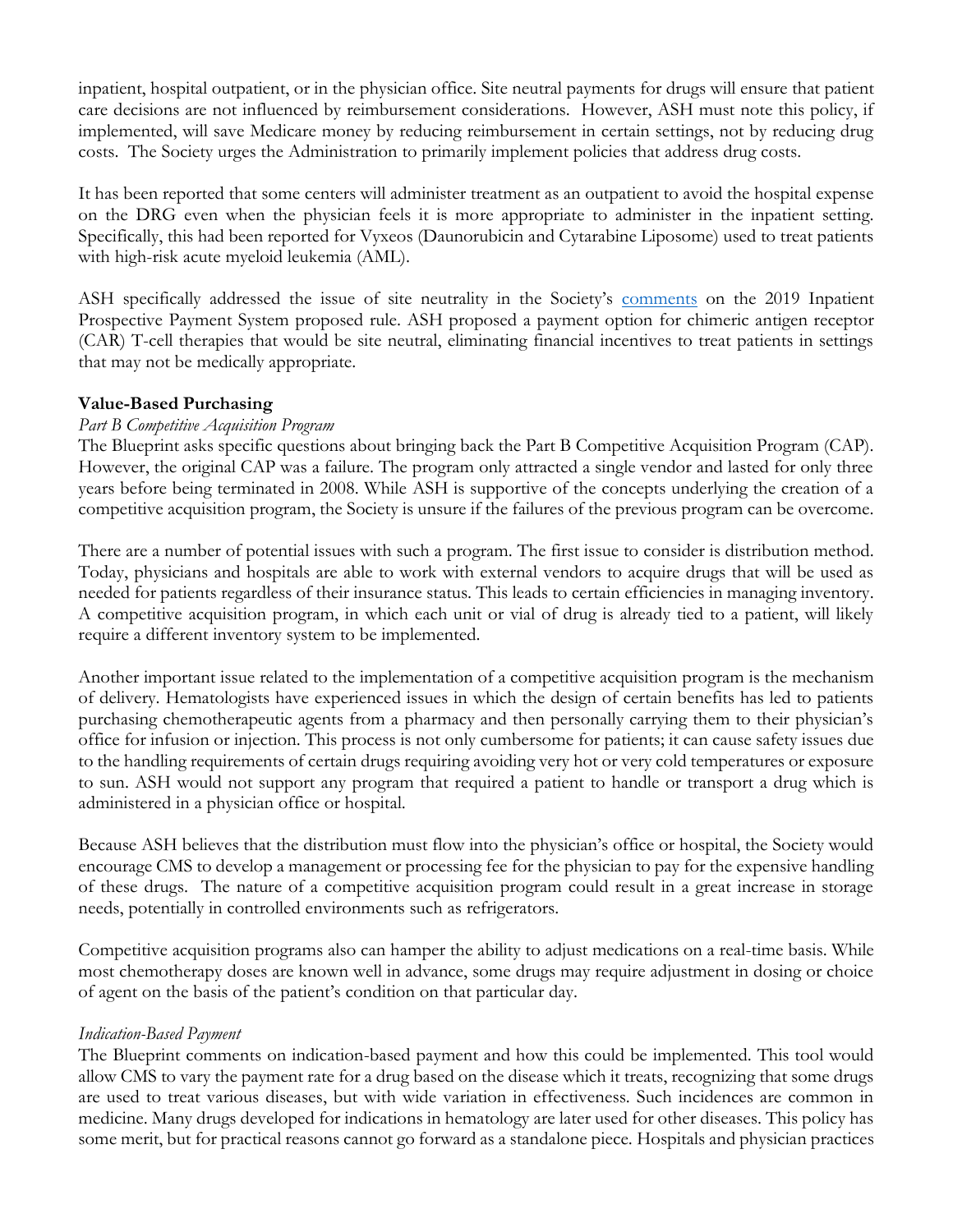inpatient, hospital outpatient, or in the physician office. Site neutral payments for drugs will ensure that patient care decisions are not influenced by reimbursement considerations. However, ASH must note this policy, if implemented, will save Medicare money by reducing reimbursement in certain settings, not by reducing drug costs. The Society urges the Administration to primarily implement policies that address drug costs.

It has been reported that some centers will administer treatment as an outpatient to avoid the hospital expense on the DRG even when the physician feels it is more appropriate to administer in the inpatient setting. Specifically, this had been reported for Vyxeos (Daunorubicin and Cytarabine Liposome) used to treat patients with high-risk acute myeloid leukemia (AML).

ASH specifically addressed the issue of site neutrality in the Society's [comments](comments) on the 2019 Inpatient Prospective Payment System proposed rule. ASH proposed a payment option for chimeric antigen receptor (CAR) T-cell therapies that would be site neutral, eliminating financial incentives to treat patients in settings that may not be medically appropriate.

**Value-Based Purchasing**

*Part B Competitive Acquisition Program*

The Blueprint asks specific questions about bringing back the Part B Competitive Acquisition Program (CAP). However, the original CAP was a failure. The program only attracted a single vendor and lasted for only three years before being terminated in 2008. While ASH is supportive of the concepts underlying the creation of a competitive acquisition program, the Society is unsure if the failures of the previous program can be overcome.

There are a number of potential issues with such a program. The first issue to consider is distribution method. Today, physicians and hospitals are able to work with external vendors to acquire drugs that will be used as needed for patients regardless of their insurance status. This leads to certain efficiencies in managing inventory. A competitive acquisition program, in which each unit or vial of drug is already tied to a patient, will likely require a different inventory system to be implemented.

Another important issue related to the implementation of a competitive acquisition program is the mechanism of delivery. Hematologists have experienced issues in which the design of certain benefits has led to patients purchasing chemotherapeutic agents from a pharmacy and then personally carrying them to their physician's office for infusion or injection. This process is not only cumbersome for patients; it can cause safety issues due to the handling requirements of certain drugs requiring avoiding very hot or very cold temperatures or exposure to sun. ASH would not support any program that required a patient to handle or transport a drug which is administered in a physician office or hospital.

Because ASH believes that the distribution must flow into the physician's office or hospital, the Society would encourage CMS to develop a management or processing fee for the physician to pay for the expensive handling of these drugs. The nature of a competitive acquisition program could result in a great increase in storage needs, potentially in controlled environments such as refrigerators.

Competitive acquisition programs also can hamper the ability to adjust medications on a real-time basis. While most chemotherapy doses are known well in advance, some drugs may require adjustment in dosing or choice of agent on the basis of the patient's condition on that particular day.

*Indication-Based Payment*

The Blueprint comments on indication-based payment and how this could be implemented. This tool would allow CMS to vary the payment rate for a drug based on the disease which it treats, recognizing that some drugs are used to treat various diseases, but with wide variation in effectiveness. Such incidences are common in medicine. Many drugs developed for indications in hematology are later used for other diseases. This policy has some merit, but for practical reasons cannot go forward as a standalone piece. Hospitals and physician practices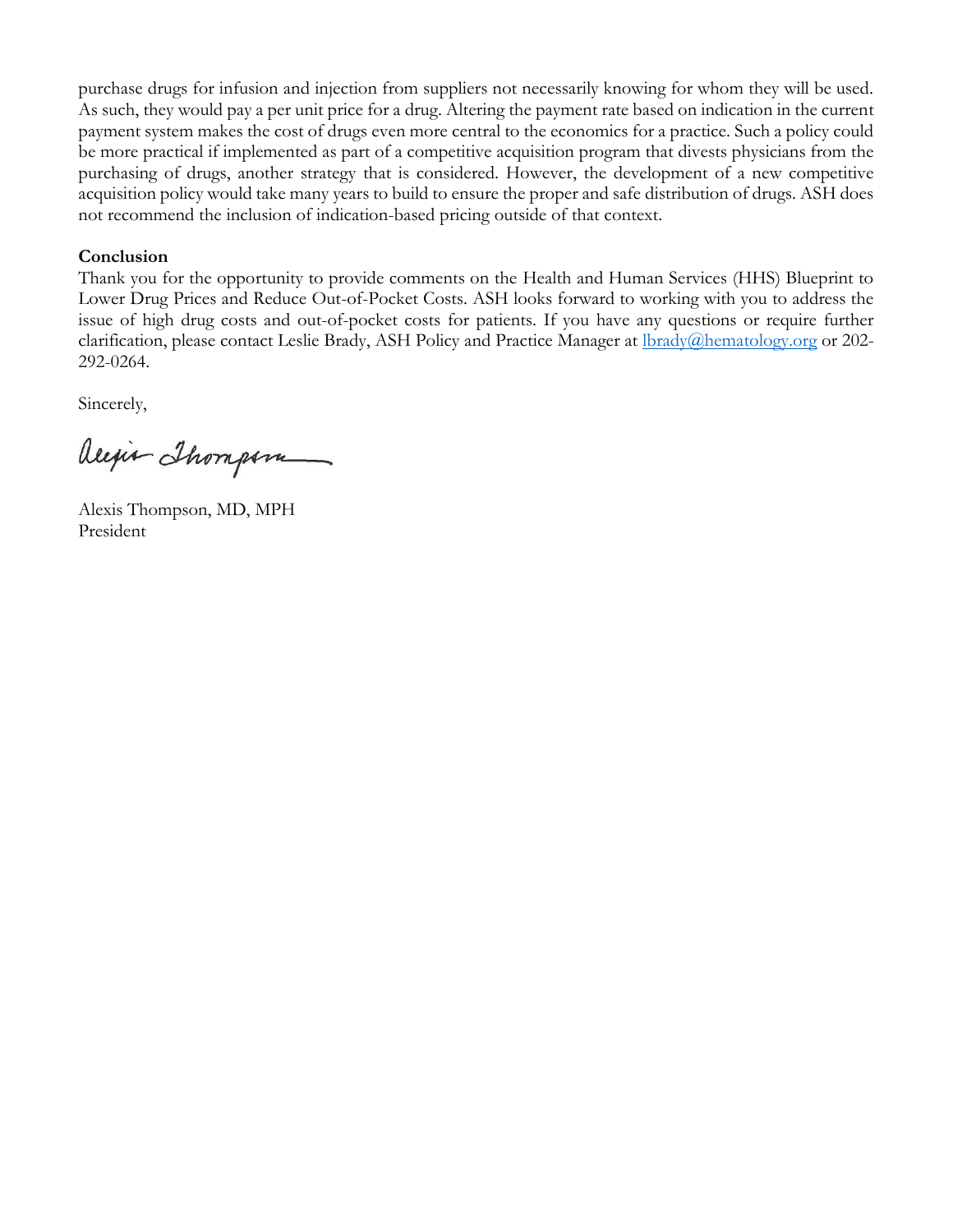purchase drugs for infusion and injection from suppliers not necessarily knowing for whom they will be used. As such, they would pay a per unit price for a drug. Altering the payment rate based on indication in the current payment system makes the cost of drugs even more central to the economics for a practice. Such a policy could be more practical if implemented as part of a competitive acquisition program that divests physicians from the purchasing of drugs, another strategy that is considered. However, the development of a new competitive acquisition policy would take many years to build to ensure the proper and safe distribution of drugs. ASH does not recommend the inclusion of indication-based pricing outside of that context.

**Conclusion**

Thank you for the opportunity to provide comments on the Health and Human Services (HHS) Blueprint to Lower Drug Prices and Reduce Out-of-Pocket Costs. ASH looks forward to working with you to address the issue of high drug costs and out-of-pocket costs for patients. If you have any questions or require further clarification, please contact Leslie Brady, ASH Policy and Practice Manager at lbrady@hematology.org or 202-292-0264.

Sincerely,

Alexis Thompson, MD, MPH
President